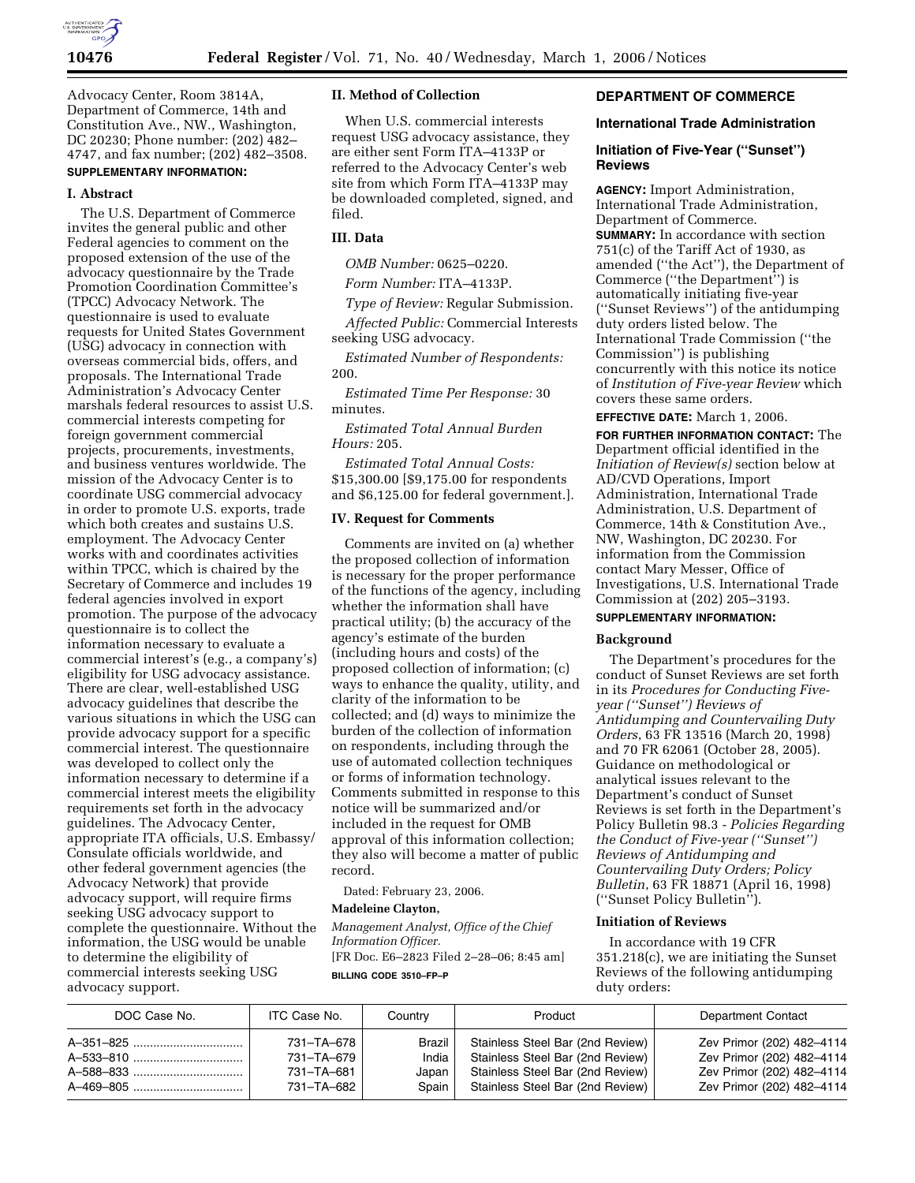Advocacy Center, Room 3814A, Department of Commerce, 14th and Constitution Ave., NW., Washington, DC 20230; Phone number: (202) 482–4747, and fax number; (202) 482–3508.

**SUPPLEMENTARY INFORMATION:**

### I. Abstract

The U.S. Department of Commerce invites the general public and other Federal agencies to comment on the proposed extension of the use of the advocacy questionnaire by the Trade Promotion Coordination Committee's (TPCC) Advocacy Network. The questionnaire is used to evaluate requests for United States Government (USG) advocacy in connection with overseas commercial bids, offers, and proposals. The International Trade Administration's Advocacy Center marshals federal resources to assist U.S. commercial interests competing for foreign government commercial projects, procurements, investments, and business ventures worldwide. The mission of the Advocacy Center is to coordinate USG commercial advocacy in order to promote U.S. exports, trade which both creates and sustains U.S. employment. The Advocacy Center works with and coordinates activities within TPCC, which is chaired by the Secretary of Commerce and includes 19 federal agencies involved in export promotion. The purpose of the advocacy questionnaire is to collect the information necessary to evaluate a commercial interest's (e.g., a company's) eligibility for USG advocacy assistance. There are clear, well-established USG advocacy guidelines that describe the various situations in which the USG can provide advocacy support for a specific commercial interest. The questionnaire was developed to collect only the information necessary to determine if a commercial interest meets the eligibility requirements set forth in the advocacy guidelines. The Advocacy Center, appropriate ITA officials, U.S. Embassy/Consulate officials worldwide, and other federal government agencies (the Advocacy Network) that provide advocacy support, will require firms seeking USG advocacy support to complete the questionnaire. Without the information, the USG would be unable to determine the eligibility of commercial interests seeking USG advocacy support.

### II. Method of Collection

When U.S. commercial interests request USG advocacy assistance, they are either sent Form ITA–4133P or referred to the Advocacy Center's web site from which Form ITA–4133P may be downloaded completed, signed, and filed.

### III. Data

*OMB Number:* 0625–0220.

*Form Number:* ITA–4133P.

*Type of Review:* Regular Submission.

*Affected Public:* Commercial Interests seeking USG advocacy.

*Estimated Number of Respondents:* 200.

*Estimated Time Per Response:* 30 minutes.

*Estimated Total Annual Burden Hours:* 205.

*Estimated Total Annual Costs:* $15,300.00 [$9,175.00 for respondents and $6,125.00 for federal government.].

### IV. Request for Comments

Comments are invited on (a) whether the proposed collection of information is necessary for the proper performance of the functions of the agency, including whether the information shall have practical utility; (b) the accuracy of the agency's estimate of the burden (including hours and costs) of the proposed collection of information; (c) ways to enhance the quality, utility, and clarity of the information to be collected; and (d) ways to minimize the burden of the collection of information on respondents, including through the use of automated collection techniques or forms of information technology. Comments submitted in response to this notice will be summarized and/or included in the request for OMB approval of this information collection; they also will become a matter of public record.

Dated: February 23, 2006.

**Madeleine Clayton,**

*Management Analyst, Office of the Chief Information Officer.*

[FR Doc. E6–2823 Filed 2–28–06; 8:45 am]

**BILLING CODE 3510–FP–P**

## DEPARTMENT OF COMMERCE

## International Trade Administration

## Initiation of Five-Year (''Sunset'') Reviews

**AGENCY:** Import Administration, International Trade Administration, Department of Commerce.

**SUMMARY:** In accordance with section 751(c) of the Tariff Act of 1930, as amended (''the Act''), the Department of Commerce (''the Department'') is automatically initiating five-year (''Sunset Reviews'') of the antidumping duty orders listed below. The International Trade Commission (''the Commission'') is publishing concurrently with this notice its notice of *Institution of Five-year Review* which covers these same orders.

**EFFECTIVE DATE:** March 1, 2006.

**FOR FURTHER INFORMATION CONTACT:** The Department official identified in the *Initiation of Review(s)* section below at AD/CVD Operations, Import Administration, International Trade Administration, U.S. Department of Commerce, 14th & Constitution Ave., NW, Washington, DC 20230. For information from the Commission contact Mary Messer, Office of Investigations, U.S. International Trade Commission at (202) 205–3193.

**SUPPLEMENTARY INFORMATION:**

### Background

The Department's procedures for the conduct of Sunset Reviews are set forth in its *Procedures for Conducting Five-year (''Sunset'') Reviews of Antidumping and Countervailing Duty Orders*, 63 FR 13516 (March 20, 1998) and 70 FR 62061 (October 28, 2005). Guidance on methodological or analytical issues relevant to the Department's conduct of Sunset Reviews is set forth in the Department's Policy Bulletin 98.3 - *Policies Regarding the Conduct of Five-year (''Sunset'') Reviews of Antidumping and Countervailing Duty Orders; Policy Bulletin*, 63 FR 18871 (April 16, 1998) (''Sunset Policy Bulletin'').

### Initiation of Reviews

In accordance with 19 CFR 351.218(c), we are initiating the Sunset Reviews of the following antidumping duty orders:

| DOC Case No. | ITC Case No. | Country | Product | Department Contact |
|---|---|---|---|---|
| A–351–825 | 731–TA–678 | Brazil | Stainless Steel Bar (2nd Review) | Zev Primor (202) 482–4114 |
| A–533–810 | 731–TA–679 | India | Stainless Steel Bar (2nd Review) | Zev Primor (202) 482–4114 |
| A–588–833 | 731–TA–681 | Japan | Stainless Steel Bar (2nd Review) | Zev Primor (202) 482–4114 |
| A–469–805 | 731–TA–682 | Spain | Stainless Steel Bar (2nd Review) | Zev Primor (202) 482–4114 |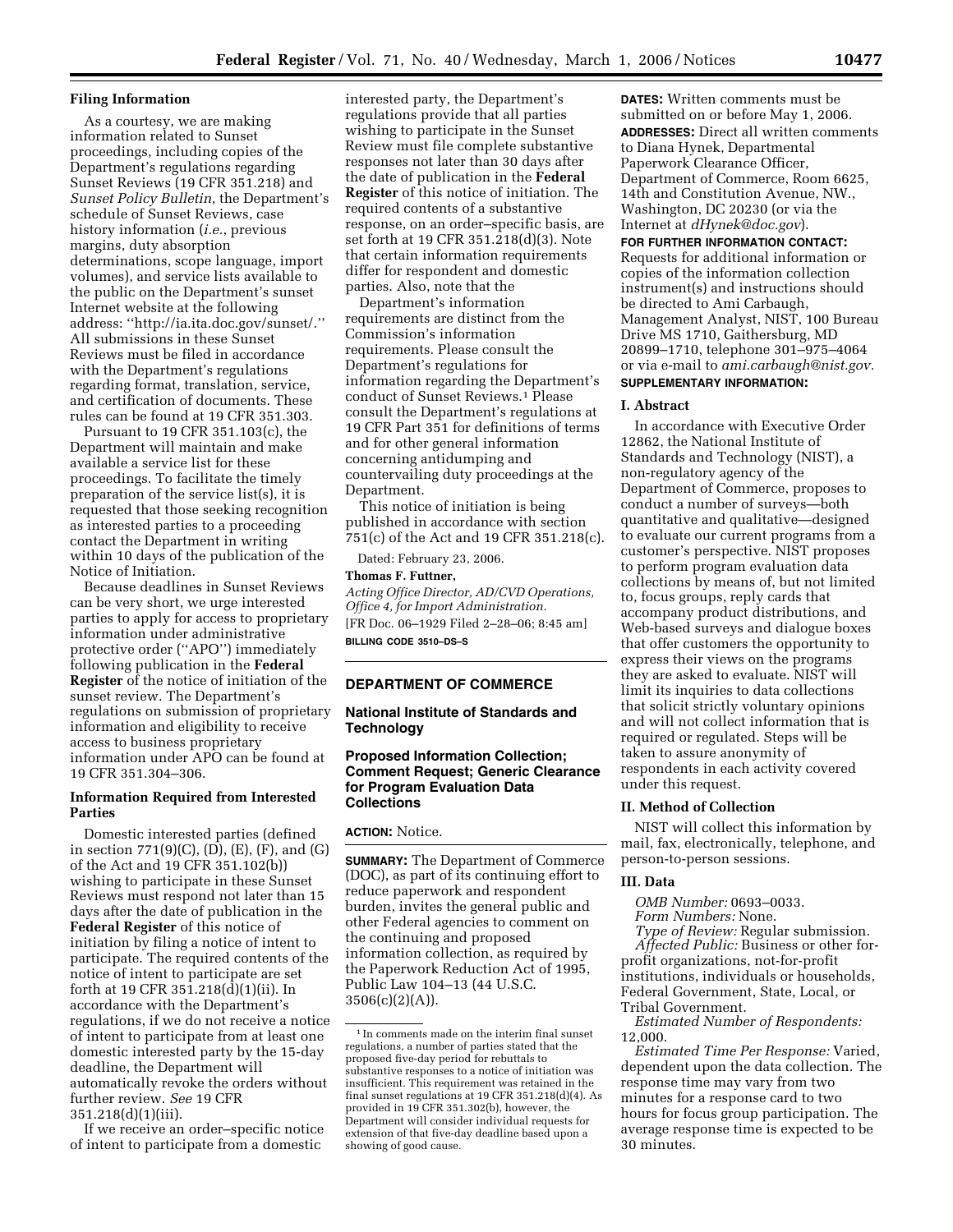**Filing Information**

As a courtesy, we are making information related to Sunset proceedings, including copies of the Department's regulations regarding Sunset Reviews (19 CFR 351.218) and *Sunset Policy Bulletin*, the Department's schedule of Sunset Reviews, case history information (*i.e.*, previous margins, duty absorption determinations, scope language, import volumes), and service lists available to the public on the Department's sunset Internet website at the following address: ''http://ia.ita.doc.gov/sunset/.'' All submissions in these Sunset Reviews must be filed in accordance with the Department's regulations regarding format, translation, service, and certification of documents. These rules can be found at 19 CFR 351.303.

Pursuant to 19 CFR 351.103(c), the Department will maintain and make available a service list for these proceedings. To facilitate the timely preparation of the service list(s), it is requested that those seeking recognition as interested parties to a proceeding contact the Department in writing within 10 days of the publication of the Notice of Initiation.

Because deadlines in Sunset Reviews can be very short, we urge interested parties to apply for access to proprietary information under administrative protective order (''APO'') immediately following publication in the **Federal Register** of the notice of initiation of the sunset review. The Department's regulations on submission of proprietary information and eligibility to receive access to business proprietary information under APO can be found at 19 CFR 351.304–306.

**Information Required from Interested Parties**

Domestic interested parties (defined in section 771(9)(C), (D), (E), (F), and (G) of the Act and 19 CFR 351.102(b)) wishing to participate in these Sunset Reviews must respond not later than 15 days after the date of publication in the **Federal Register** of this notice of initiation by filing a notice of intent to participate. The required contents of the notice of intent to participate are set forth at 19 CFR 351.218(d)(1)(ii). In accordance with the Department's regulations, if we do not receive a notice of intent to participate from at least one domestic interested party by the 15-day deadline, the Department will automatically revoke the orders without further review. *See* 19 CFR 351.218(d)(1)(iii).

If we receive an order–specific notice of intent to participate from a domestic interested party, the Department's regulations provide that all parties wishing to participate in the Sunset Review must file complete substantive responses not later than 30 days after the date of publication in the **Federal Register** of this notice of initiation. The required contents of a substantive response, on an order–specific basis, are set forth at 19 CFR 351.218(d)(3). Note that certain information requirements differ for respondent and domestic parties. Also, note that the Department's information requirements are distinct from the Commission's information requirements. Please consult the Department's regulations for information regarding the Department's conduct of Sunset Reviews.[1] Please consult the Department's regulations at 19 CFR Part 351 for definitions of terms and for other general information concerning antidumping and countervailing duty proceedings at the Department.

This notice of initiation is being published in accordance with section 751(c) of the Act and 19 CFR 351.218(c).

Dated: February 23, 2006.

**Thomas F. Futtner,**

*Acting Office Director, AD/CVD Operations, Office 4, for Import Administration.*

[FR Doc. 06–1929 Filed 2–28–06; 8:45 am]

**BILLING CODE 3510–DS–S**

[1] In comments made on the interim final sunset regulations, a number of parties stated that the proposed five-day period for rebuttals to substantive responses to a notice of initiation was insufficient. This requirement was retained in the final sunset regulations at 19 CFR 351.218(d)(4). As provided in 19 CFR 351.302(b), however, the Department will consider individual requests for extension of that five-day deadline based upon a showing of good cause.

## DEPARTMENT OF COMMERCE

### National Institute of Standards and Technology

### Proposed Information Collection; Comment Request; Generic Clearance for Program Evaluation Data Collections

**ACTION:** Notice.

**SUMMARY:** The Department of Commerce (DOC), as part of its continuing effort to reduce paperwork and respondent burden, invites the general public and other Federal agencies to comment on the continuing and proposed information collection, as required by the Paperwork Reduction Act of 1995, Public Law 104–13 (44 U.S.C. 3506(c)(2)(A)).

**DATES:** Written comments must be submitted on or before May 1, 2006.

**ADDRESSES:** Direct all written comments to Diana Hynek, Departmental Paperwork Clearance Officer, Department of Commerce, Room 6625, 14th and Constitution Avenue, NW., Washington, DC 20230 (or via the Internet at *dHynek@doc.gov*).

**FOR FURTHER INFORMATION CONTACT:** Requests for additional information or copies of the information collection instrument(s) and instructions should be directed to Ami Carbaugh, Management Analyst, NIST, 100 Bureau Drive MS 1710, Gaithersburg, MD 20899–1710, telephone 301–975–4064 or via e-mail to *ami.carbaugh@nist.gov.*

**SUPPLEMENTARY INFORMATION:**

**I. Abstract**

In accordance with Executive Order 12862, the National Institute of Standards and Technology (NIST), a non-regulatory agency of the Department of Commerce, proposes to conduct a number of surveys—both quantitative and qualitative—designed to evaluate our current programs from a customer's perspective. NIST proposes to perform program evaluation data collections by means of, but not limited to, focus groups, reply cards that accompany product distributions, and Web-based surveys and dialogue boxes that offer customers the opportunity to express their views on the programs they are asked to evaluate. NIST will limit its inquiries to data collections that solicit strictly voluntary opinions and will not collect information that is required or regulated. Steps will be taken to assure anonymity of respondents in each activity covered under this request.

**II. Method of Collection**

NIST will collect this information by mail, fax, electronically, telephone, and person-to-person sessions.

**III. Data**

*OMB Number:* 0693–0033.

*Form Numbers:* None.

*Type of Review:* Regular submission.

*Affected Public:* Business or other for-profit organizations, not-for-profit institutions, individuals or households, Federal Government, State, Local, or Tribal Government.

*Estimated Number of Respondents:* 12,000.

*Estimated Time Per Response:* Varied, dependent upon the data collection. The response time may vary from two minutes for a response card to two hours for focus group participation. The average response time is expected to be 30 minutes.